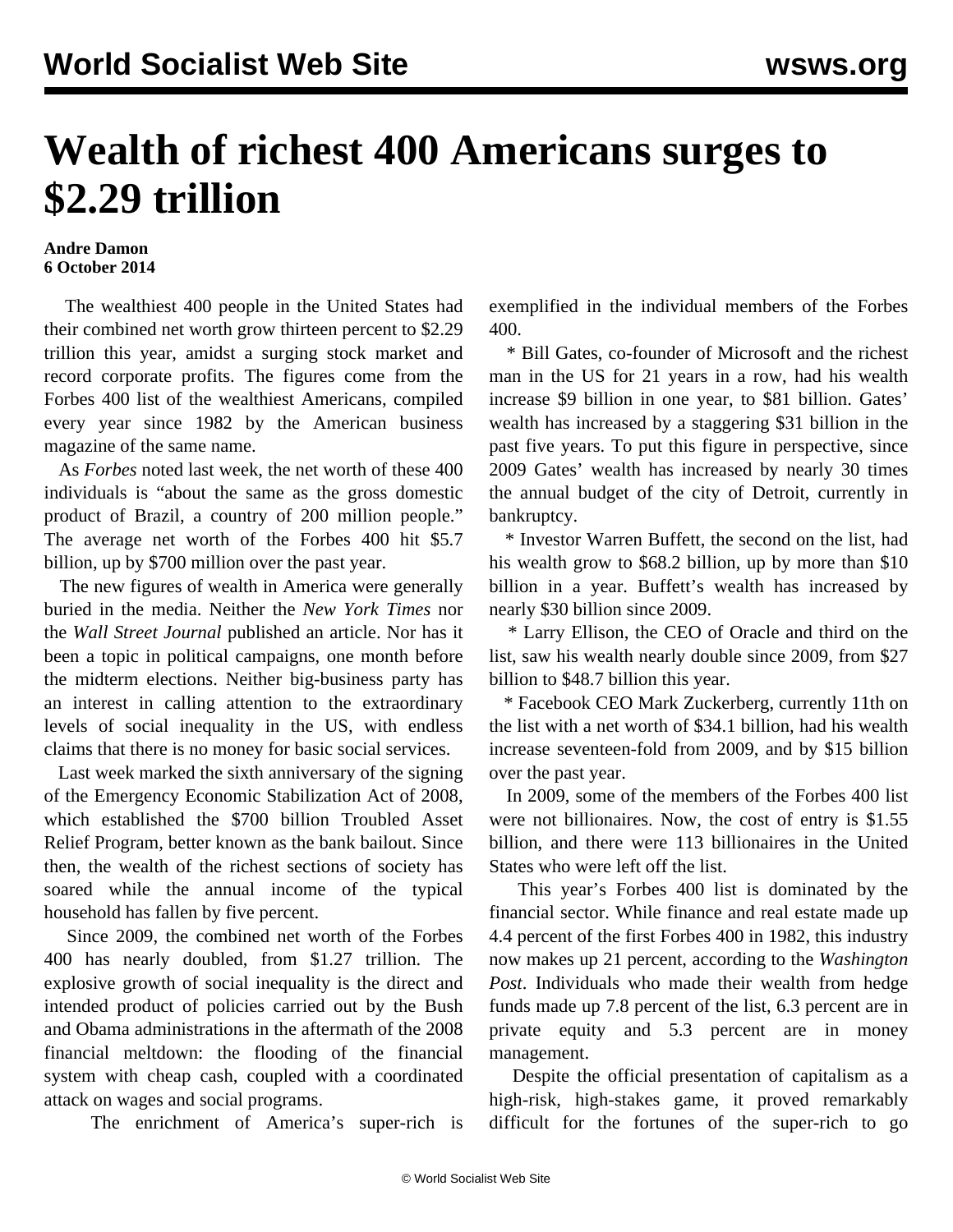# Wealth of richest 400 Americans surges to $2.29 trillion

**Andre Damon**
**6 October 2014**

The wealthiest 400 people in the United States had their combined net worth grow thirteen percent to $2.29 trillion this year, amidst a surging stock market and record corporate profits. The figures come from the Forbes 400 list of the wealthiest Americans, compiled every year since 1982 by the American business magazine of the same name.

As *Forbes* noted last week, the net worth of these 400 individuals is "about the same as the gross domestic product of Brazil, a country of 200 million people." The average net worth of the Forbes 400 hit $5.7 billion, up by $700 million over the past year.

The new figures of wealth in America were generally buried in the media. Neither the *New York Times* nor the *Wall Street Journal* published an article. Nor has it been a topic in political campaigns, one month before the midterm elections. Neither big-business party has an interest in calling attention to the extraordinary levels of social inequality in the US, with endless claims that there is no money for basic social services.

Last week marked the sixth anniversary of the signing of the Emergency Economic Stabilization Act of 2008, which established the $700 billion Troubled Asset Relief Program, better known as the bank bailout. Since then, the wealth of the richest sections of society has soared while the annual income of the typical household has fallen by five percent.

Since 2009, the combined net worth of the Forbes 400 has nearly doubled, from $1.27 trillion. The explosive growth of social inequality is the direct and intended product of policies carried out by the Bush and Obama administrations in the aftermath of the 2008 financial meltdown: the flooding of the financial system with cheap cash, coupled with a coordinated attack on wages and social programs.

The enrichment of America's super-rich is exemplified in the individual members of the Forbes 400.

* Bill Gates, co-founder of Microsoft and the richest man in the US for 21 years in a row, had his wealth increase $9 billion in one year, to $81 billion. Gates' wealth has increased by a staggering $31 billion in the past five years. To put this figure in perspective, since 2009 Gates' wealth has increased by nearly 30 times the annual budget of the city of Detroit, currently in bankruptcy.

* Investor Warren Buffett, the second on the list, had his wealth grow to $68.2 billion, up by more than $10 billion in a year. Buffett's wealth has increased by nearly $30 billion since 2009.

* Larry Ellison, the CEO of Oracle and third on the list, saw his wealth nearly double since 2009, from $27 billion to $48.7 billion this year.

* Facebook CEO Mark Zuckerberg, currently 11th on the list with a net worth of $34.1 billion, had his wealth increase seventeen-fold from 2009, and by $15 billion over the past year.

In 2009, some of the members of the Forbes 400 list were not billionaires. Now, the cost of entry is $1.55 billion, and there were 113 billionaires in the United States who were left off the list.

This year's Forbes 400 list is dominated by the financial sector. While finance and real estate made up 4.4 percent of the first Forbes 400 in 1982, this industry now makes up 21 percent, according to the *Washington Post*. Individuals who made their wealth from hedge funds made up 7.8 percent of the list, 6.3 percent are in private equity and 5.3 percent are in money management.

Despite the official presentation of capitalism as a high-risk, high-stakes game, it proved remarkably difficult for the fortunes of the super-rich to go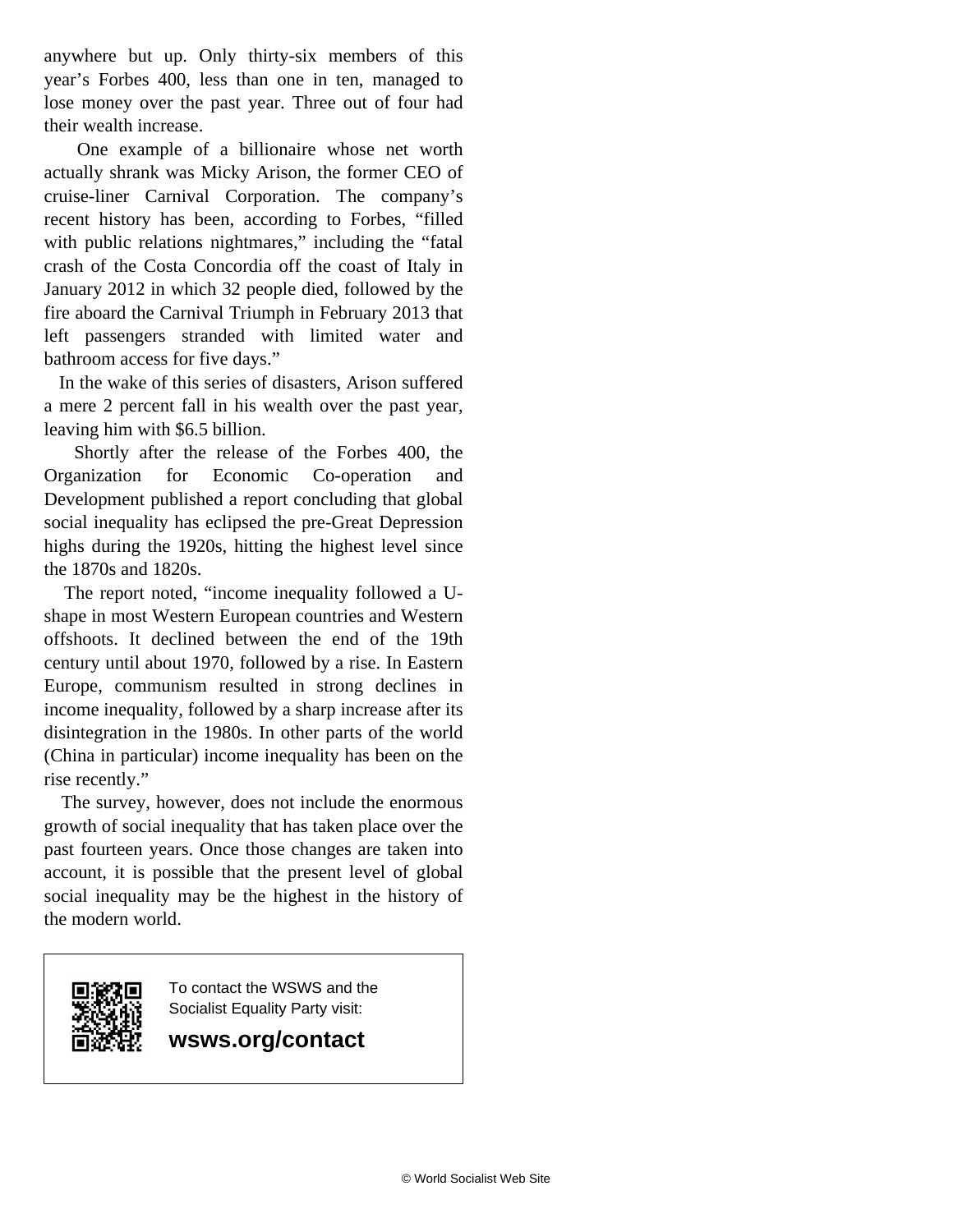anywhere but up. Only thirty-six members of this year's Forbes 400, less than one in ten, managed to lose money over the past year. Three out of four had their wealth increase.

One example of a billionaire whose net worth actually shrank was Micky Arison, the former CEO of cruise-liner Carnival Corporation. The company's recent history has been, according to Forbes, "filled with public relations nightmares," including the "fatal crash of the Costa Concordia off the coast of Italy in January 2012 in which 32 people died, followed by the fire aboard the Carnival Triumph in February 2013 that left passengers stranded with limited water and bathroom access for five days."

In the wake of this series of disasters, Arison suffered a mere 2 percent fall in his wealth over the past year, leaving him with $6.5 billion.

Shortly after the release of the Forbes 400, the Organization for Economic Co-operation and Development published a report concluding that global social inequality has eclipsed the pre-Great Depression highs during the 1920s, hitting the highest level since the 1870s and 1820s.

The report noted, "income inequality followed a U-shape in most Western European countries and Western offshoots. It declined between the end of the 19th century until about 1970, followed by a rise. In Eastern Europe, communism resulted in strong declines in income inequality, followed by a sharp increase after its disintegration in the 1980s. In other parts of the world (China in particular) income inequality has been on the rise recently."

The survey, however, does not include the enormous growth of social inequality that has taken place over the past fourteen years. Once those changes are taken into account, it is possible that the present level of global social inequality may be the highest in the history of the modern world.

To contact the WSWS and the Socialist Equality Party visit:

**wsws.org/contact**